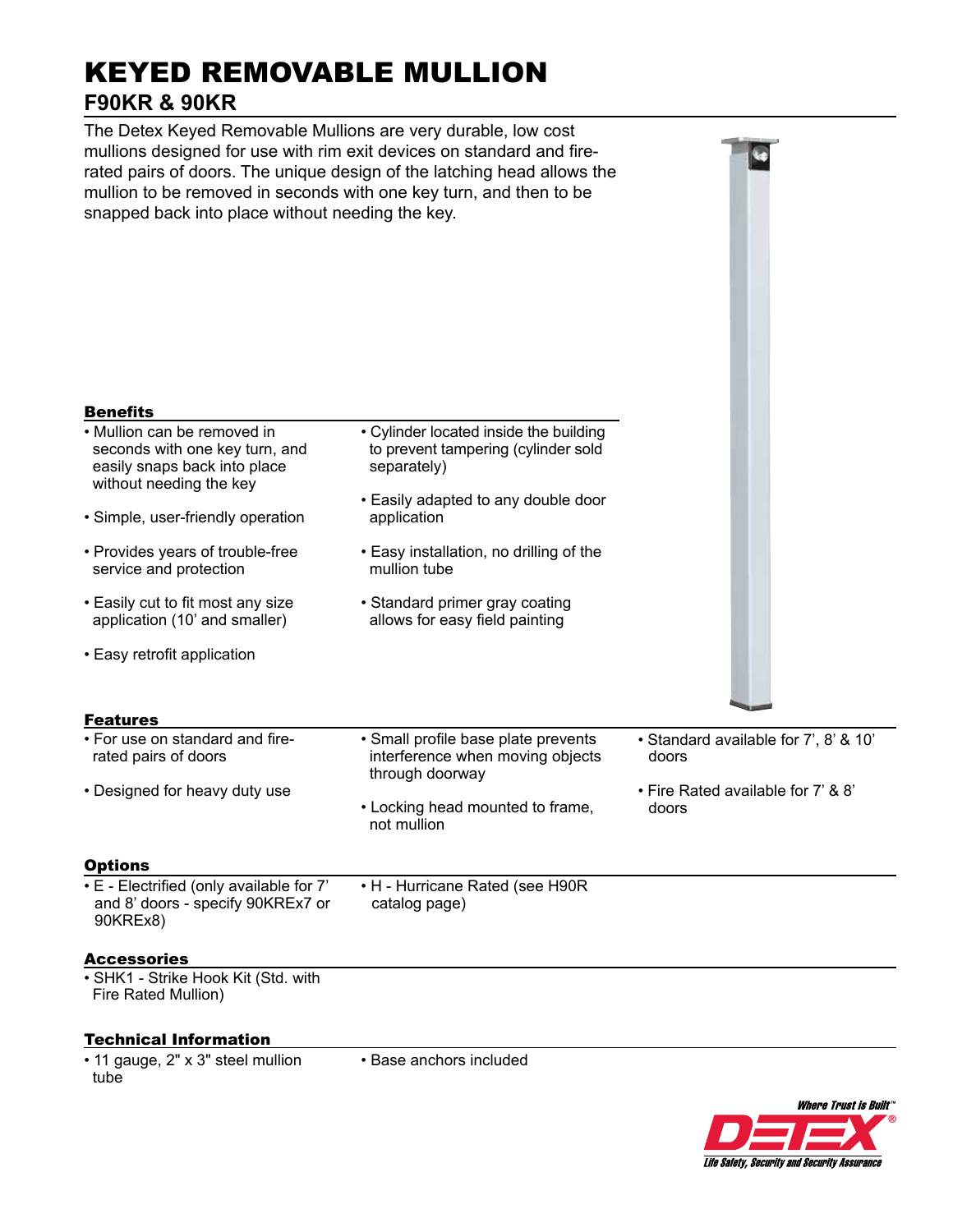# KEYED REMOVABLE MULLION

## F90KR & 90KR

The Detex Keyed Removable Mullions are very durable, low cost mullions designed for use with rim exit devices on standard and fire-rated pairs of doors. The unique design of the latching head allows the mullion to be removed in seconds with one key turn, and then to be snapped back into place without needing the key.

### Benefits

- Mullion can be removed in seconds with one key turn, and easily snaps back into place without needing the key
- Simple, user-friendly operation
- Provides years of trouble-free service and protection
- Easily cut to fit most any size application (10' and smaller)
- Easy retrofit application
- Cylinder located inside the building to prevent tampering (cylinder sold separately)
- Easily adapted to any double door application
- Easy installation, no drilling of the mullion tube
- Standard primer gray coating allows for easy field painting

### Features

- For use on standard and fire-rated pairs of doors
- Designed for heavy duty use
- Small profile base plate prevents interference when moving objects through doorway
- Locking head mounted to frame, not mullion
- Standard available for 7', 8' & 10' doors
- Fire Rated available for 7' & 8' doors

### Options

- E - Electrified (only available for 7' and 8' doors - specify 90KREx7 or 90KREx8)
- H - Hurricane Rated (see H90R catalog page)

### Accessories

- SHK1 - Strike Hook Kit (Std. with Fire Rated Mullion)

### Technical Information

- 11 gauge, 2" x 3" steel mullion tube
- Base anchors included

*Where Trust is Built™*

**DETEX®**

*Life Safety, Security and Security Assurance*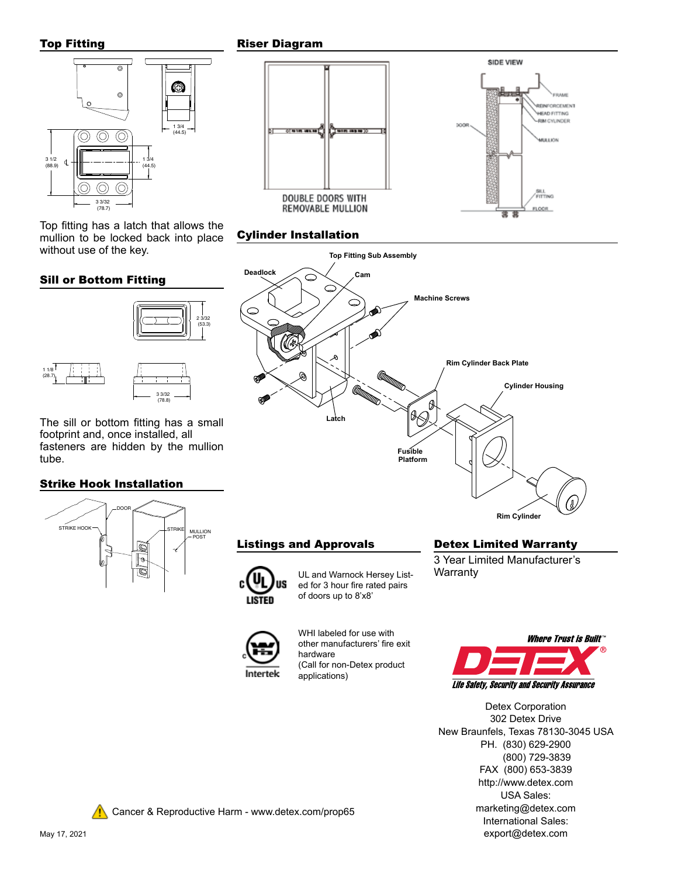## Top Fitting

1 3/4
(44.5)

3 1/2
(88.9)

1 3/4
(44.5)

3 3/32
(78.7)

Top fitting has a latch that allows the mullion to be locked back into place without use of the key.

## Sill or Bottom Fitting

2 3/32
(53.3)

1 1/8
(28.7)

3 3/32
(78.8)

The sill or bottom fitting has a small footprint and, once installed, all fasteners are hidden by the mullion tube.

## Strike Hook Installation

DOOR

STRIKE HOOK

STRIKE

MULLION POST

## Riser Diagram

DOUBLE DOORS WITH REMOVABLE MULLION

SIDE VIEW

FRAME

REINFORCEMENT

HEAD FITTING

RIM CYLINDER

DOOR

MULLION

SILL FITTING

FLOOR

## Cylinder Installation

Top Fitting Sub Assembly

Deadlock

Cam

Machine Screws

Rim Cylinder Back Plate

Cylinder Housing

Latch

Fusible Platform

Rim Cylinder

## Listings and Approvals

UL and Warnock Hersey Listed for 3 hour fire rated pairs of doors up to 8'x8'

WHI labeled for use with other manufacturers' fire exit hardware
(Call for non-Detex product applications)

## Detex Limited Warranty

3 Year Limited Manufacturer's Warranty

*Where Trust is Built*™

DETEX®

*Life Safety, Security and Security Assurance*

Detex Corporation
302 Detex Drive
New Braunfels, Texas 78130-3045 USA
PH. (830) 629-2900
(800) 729-3839
FAX (800) 653-3839
http://www.detex.com
USA Sales:
marketing@detex.com
International Sales:
export@detex.com

Cancer & Reproductive Harm - www.detex.com/prop65

May 17, 2021